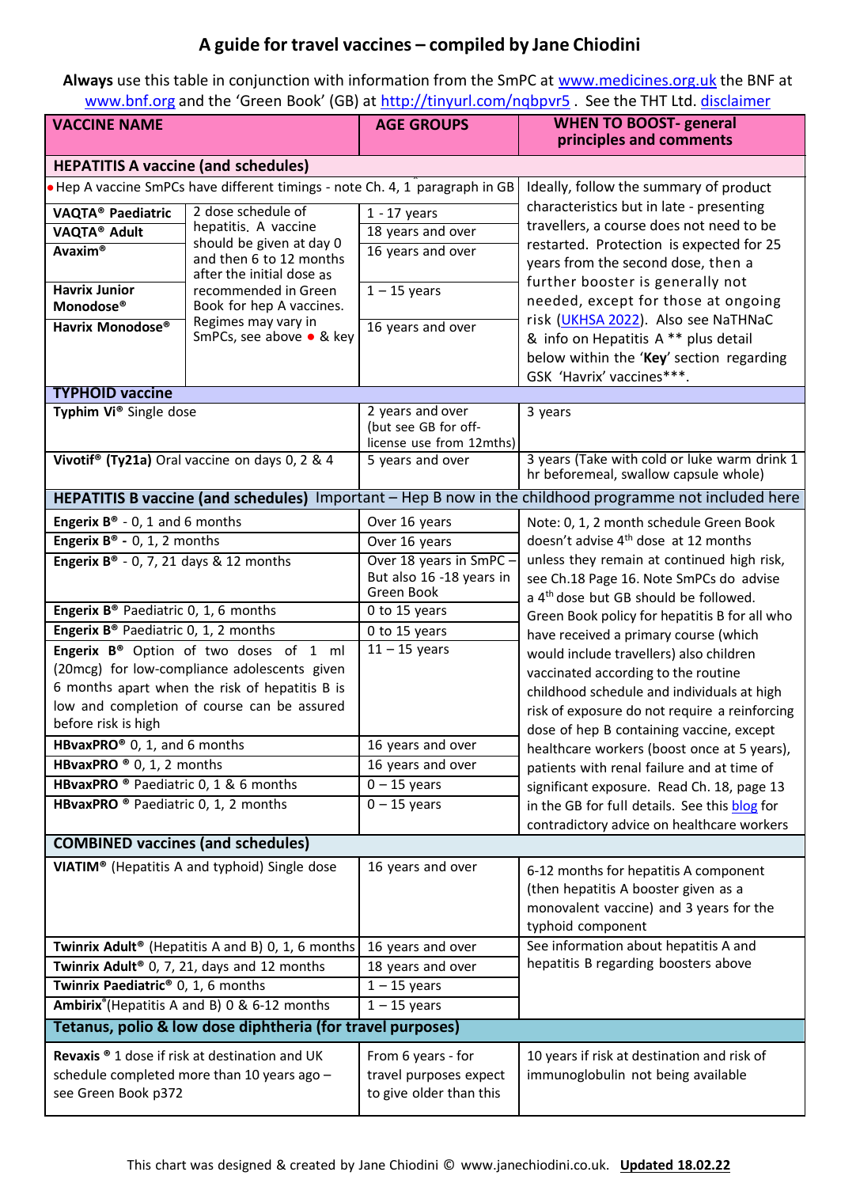# A guide for travel vaccines – compiled by Jane Chiodini

**Always** use this table in conjunction with information from the SmPC at www.medicines.org.uk the BNF at www.bnf.org and the 'Green Book' (GB) at http://tinyurl.com/nqbpvr5 . See the THT Ltd. disclaimer

| VACCINE NAME | | AGE GROUPS | WHEN TO BOOST- general principles and comments |
|---|---|---|---|
| **HEPATITIS A vaccine (and schedules)** | | | |
| ● Hep A vaccine SmPCs have different timings - note Ch. 4, 1 paragraph in GB | | | Ideally, follow the summary of product characteristics but in late - presenting travellers, a course does not need to be restarted. Protection is expected for 25 years from the second dose, then a further booster is generally not needed, except for those at ongoing risk (UKHSA 2022). Also see NaTHNaC & info on Hepatitis A ** plus detail below within the '**Key**' section regarding GSK 'Havrix' vaccines***. |
| **VAQTA® Paediatric** | 2 dose schedule of hepatitis. A vaccine should be given at day 0 and then 6 to 12 months after the initial dose as recommended in Green Book for hep A vaccines. Regimes may vary in SmPCs, see above ● & key | 1 - 17 years | |
| **VAQTA® Adult** | | 18 years and over | |
| **Avaxim®** | | 16 years and over | |
| **Havrix Junior Monodose®** | | 1 – 15 years | |
| **Havrix Monodose®** | | 16 years and over | |
| **TYPHOID vaccine** | | | |
| **Typhim Vi®** Single dose | | 2 years and over (but see GB for off-license use from 12mths) | 3 years |
| **Vivotif® (Ty21a)** Oral vaccine on days 0, 2 & 4 | | 5 years and over | 3 years (Take with cold or luke warm drink 1 hr beforemeal, swallow capsule whole) |
| **HEPATITIS B vaccine (and schedules)** Important – Hep B now in the childhood programme not included here | | | |
| **Engerix B®** - 0, 1 and 6 months | | Over 16 years | Note: 0, 1, 2 month schedule Green Book doesn't advise 4th dose at 12 months unless they remain at continued high risk, see Ch.18 Page 16. Note SmPCs do advise a 4th dose but GB should be followed. Green Book policy for hepatitis B for all who have received a primary course (which would include travellers) also children vaccinated according to the routine childhood schedule and individuals at high risk of exposure do not require a reinforcing dose of hep B containing vaccine, except healthcare workers (boost once at 5 years), patients with renal failure and at time of significant exposure. Read Ch. 18, page 13 in the GB for full details. See this blog for contradictory advice on healthcare workers |
| **Engerix B®** - 0, 1, 2 months | | Over 16 years | |
| **Engerix B®** - 0, 7, 21 days & 12 months | | Over 18 years in SmPC – But also 16 -18 years in Green Book | |
| **Engerix B®** Paediatric 0, 1, 6 months | | 0 to 15 years | |
| **Engerix B®** Paediatric 0, 1, 2 months | | 0 to 15 years | |
| **Engerix B®** Option of two doses of 1 ml (20mcg) for low-compliance adolescents given 6 months apart when the risk of hepatitis B is low and completion of course can be assured before risk is high | | 11 – 15 years | |
| **HBvaxPRO®** 0, 1, and 6 months | | 16 years and over | |
| **HBvaxPRO ®** 0, 1, 2 months | | 16 years and over | |
| **HBvaxPRO ®** Paediatric 0, 1 & 6 months | | 0 – 15 years | |
| **HBvaxPRO ®** Paediatric 0, 1, 2 months | | 0 – 15 years | |
| **COMBINED vaccines (and schedules)** | | | |
| **VIATIM®** (Hepatitis A and typhoid) Single dose | | 16 years and over | 6-12 months for hepatitis A component (then hepatitis A booster given as a monovalent vaccine) and 3 years for the typhoid component |
| **Twinrix Adult®** (Hepatitis A and B) 0, 1, 6 months | | 16 years and over | See information about hepatitis A and hepatitis B regarding boosters above |
| **Twinrix Adult®** 0, 7, 21, days and 12 months | | 18 years and over | |
| **Twinrix Paediatric®** 0, 1, 6 months | | 1 – 15 years | |
| **Ambirix®** (Hepatitis A and B) 0 & 6-12 months | | 1 – 15 years | |
| **Tetanus, polio & low dose diphtheria (for travel purposes)** | | | |
| **Revaxis ®** 1 dose if risk at destination and UK schedule completed more than 10 years ago – see Green Book p372 | | From 6 years - for travel purposes expect to give older than this | 10 years if risk at destination and risk of immunoglobulin not being available |

This chart was designed & created by Jane Chiodini © www.janechiodini.co.uk. **Updated 18.02.22**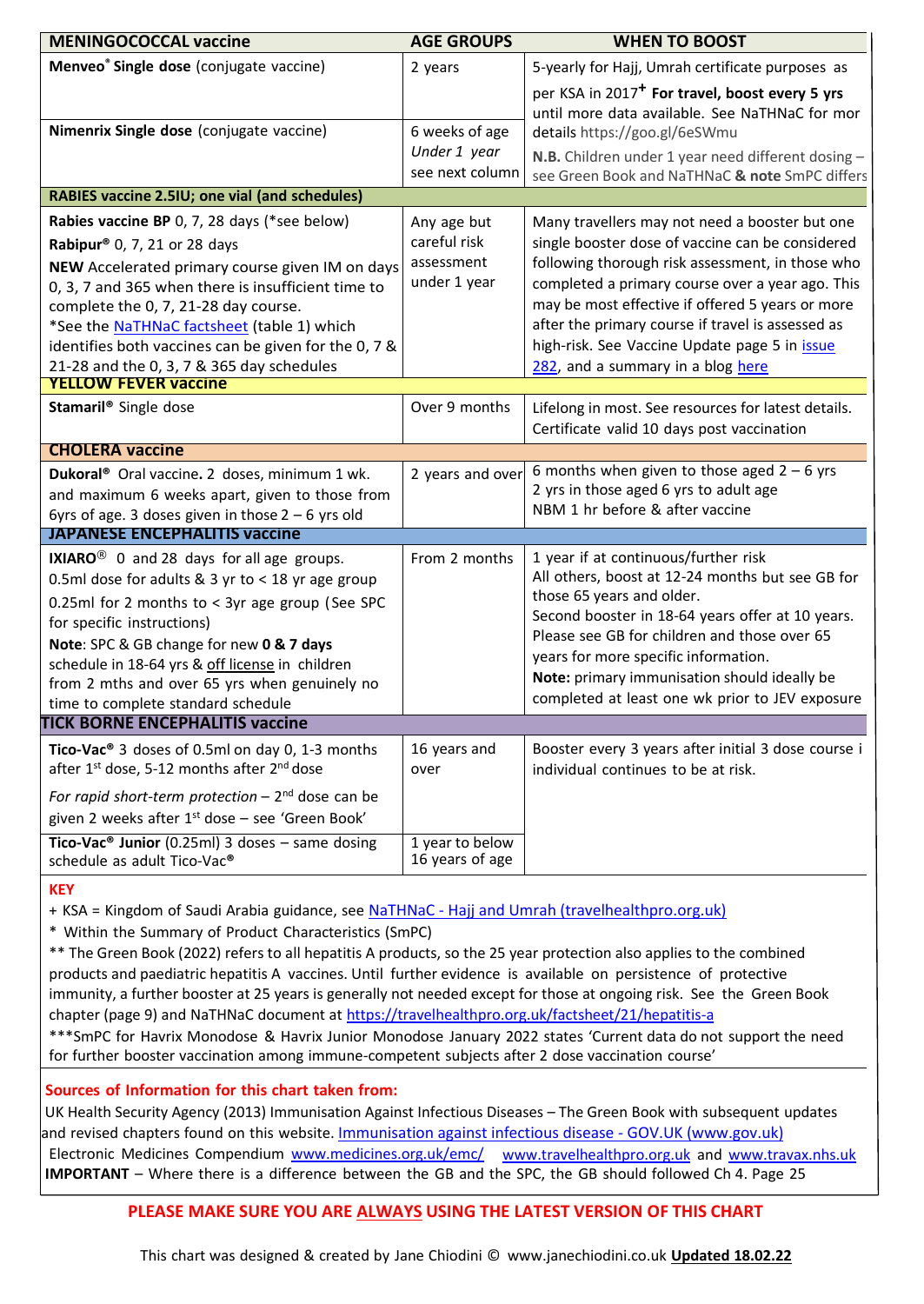| MENINGOCOCCAL vaccine | AGE GROUPS | WHEN TO BOOST |
|---|---|---|
| **Menveo® Single dose** (conjugate vaccine) | 2 years | 5-yearly for Hajj, Umrah certificate purposes as per KSA in 2017**+** **For travel, boost every 5 yrs** until more data available. See NaTHNaC for mor details https://goo.gl/6eSWmu |
| **Nimenrix Single dose** (conjugate vaccine) | 6 weeks of age *Under 1 year* see next column | **N.B.** Children under 1 year need different dosing – see Green Book and NaTHNaC **&** **note** SmPC differs |
| **RABIES vaccine 2.5IU; one vial (and schedules)** | | |
| **Rabies vaccine BP** 0, 7, 28 days (*see below) **Rabipur®** 0, 7, 21 or 28 days **NEW** Accelerated primary course given IM on days 0, 3, 7 and 365 when there is insufficient time to complete the 0, 7, 21-28 day course. *See the NaTHNaC factsheet (table 1) which identifies both vaccines can be given for the 0, 7 & 21-28 and the 0, 3, 7 & 365 day schedules | Any age but careful risk assessment under 1 year | Many travellers may not need a booster but one single booster dose of vaccine can be considered following thorough risk assessment, in those who completed a primary course over a year ago. This may be most effective if offered 5 years or more after the primary course if travel is assessed as high-risk. See Vaccine Update page 5 in issue 282, and a summary in a blog here |
| **YELLOW FEVER vaccine** | | |
| **Stamaril®** Single dose | Over 9 months | Lifelong in most. See resources for latest details. Certificate valid 10 days post vaccination |
| **CHOLERA vaccine** | | |
| **Dukoral®** Oral vaccine**.** 2 doses, minimum 1 wk. and maximum 6 weeks apart, given to those from 6yrs of age. 3 doses given in those 2 – 6 yrs old | 2 years and over | 6 months when given to those aged 2 – 6 yrs 2 yrs in those aged 6 yrs to adult age NBM 1 hr before & after vaccine |
| **JAPANESE ENCEPHALITIS vaccine** | | |
| **IXIARO®** 0 and 28 days for all age groups. 0.5ml dose for adults & 3 yr to < 18 yr age group 0.25ml for 2 months to < 3yr age group (See SPC for specific instructions) **Note**: SPC & GB change for new **0 & 7 days** schedule in 18-64 yrs & off license in children from 2 mths and over 65 yrs when genuinely no time to complete standard schedule | From 2 months | 1 year if at continuous/further risk All others, boost at 12-24 months but see GB for those 65 years and older. Second booster in 18-64 years offer at 10 years. Please see GB for children and those over 65 years for more specific information. **Note:** primary immunisation should ideally be completed at least one wk prior to JEV exposure |
| **TICK BORNE ENCEPHALITIS vaccine** | | |
| **Tico-Vac®** 3 doses of 0.5ml on day 0, 1-3 months after 1st dose, 5-12 months after 2nd dose *For rapid short-term protection* – 2nd dose can be given 2 weeks after 1st dose – see 'Green Book' | 16 years and over | Booster every 3 years after initial 3 dose course i individual continues to be at risk. |
| **Tico-Vac® Junior** (0.25ml) 3 doses – same dosing schedule as adult Tico-Vac® | 1 year to below 16 years of age | |

**KEY**

+ KSA = Kingdom of Saudi Arabia guidance, see NaTHNaC - Hajj and Umrah (travelhealthpro.org.uk)

\* Within the Summary of Product Characteristics (SmPC)

** The Green Book (2022) refers to all hepatitis A products, so the 25 year protection also applies to the combined products and paediatric hepatitis A vaccines. Until further evidence is available on persistence of protective immunity, a further booster at 25 years is generally not needed except for those at ongoing risk. See the Green Book chapter (page 9) and NaTHNaC document at https://travelhealthpro.org.uk/factsheet/21/hepatitis-a

***SmPC for Havrix Monodose & Havrix Junior Monodose January 2022 states 'Current data do not support the need for further booster vaccination among immune-competent subjects after 2 dose vaccination course'

**Sources of Information for this chart taken from:**

UK Health Security Agency (2013) Immunisation Against Infectious Diseases – The Green Book with subsequent updates and revised chapters found on this website. Immunisation against infectious disease - GOV.UK (www.gov.uk)

Electronic Medicines Compendium www.medicines.org.uk/emc/ www.travelhealthpro.org.uk and www.travax.nhs.uk

**IMPORTANT** – Where there is a difference between the GB and the SPC, the GB should followed Ch 4. Page 25

**PLEASE MAKE SURE YOU ARE ALWAYS USING THE LATEST VERSION OF THIS CHART**

This chart was designed & created by Jane Chiodini © www.janechiodini.co.uk **Updated 18.02.22**